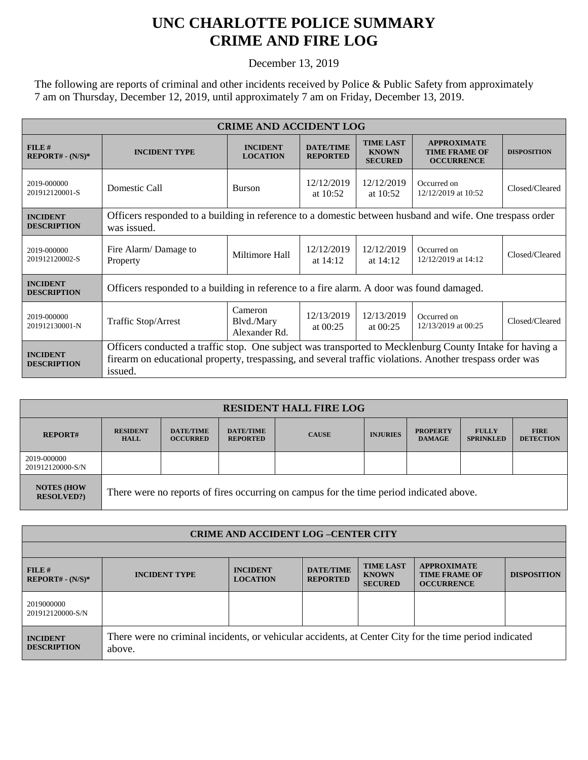# UNC CHARLOTTE POLICE SUMMARY
# CRIME AND FIRE LOG

December 13, 2019

The following are reports of criminal and other incidents received by Police & Public Safety from approximately 7 am on Thursday, December 12, 2019, until approximately 7 am on Friday, December 13, 2019.

| CRIME AND ACCIDENT LOG | | | | | | |
|---|---|---|---|---|---|---|
| **FILE # REPORT# - (N/S)*** | **INCIDENT TYPE** | **INCIDENT LOCATION** | **DATE/TIME REPORTED** | **TIME LAST KNOWN SECURED** | **APPROXIMATE TIME FRAME OF OCCURRENCE** | **DISPOSITION** |
| 2019-000000 201912120001-S | Domestic Call | Burson | 12/12/2019 at 10:52 | 12/12/2019 at 10:52 | Occurred on 12/12/2019 at 10:52 | Closed/Cleared |
| **INCIDENT DESCRIPTION** | Officers responded to a building in reference to a domestic between husband and wife. One trespass order was issued. | | | | | |
| 2019-000000 201912120002-S | Fire Alarm/ Damage to Property | Miltimore Hall | 12/12/2019 at 14:12 | 12/12/2019 at 14:12 | Occurred on 12/12/2019 at 14:12 | Closed/Cleared |
| **INCIDENT DESCRIPTION** | Officers responded to a building in reference to a fire alarm. A door was found damaged. | | | | | |
| 2019-000000 201912130001-N | Traffic Stop/Arrest | Cameron Blvd./Mary Alexander Rd. | 12/13/2019 at 00:25 | 12/13/2019 at 00:25 | Occurred on 12/13/2019 at 00:25 | Closed/Cleared |
| **INCIDENT DESCRIPTION** | Officers conducted a traffic stop. One subject was transported to Mecklenburg County Intake for having a firearm on educational property, trespassing, and several traffic violations. Another trespass order was issued. | | | | | |

| RESIDENT HALL FIRE LOG | | | | | | | | |
|---|---|---|---|---|---|---|---|---|
| **REPORT#** | **RESIDENT HALL** | **DATE/TIME OCCURRED** | **DATE/TIME REPORTED** | **CAUSE** | **INJURIES** | **PROPERTY DAMAGE** | **FULLY SPRINKLED** | **FIRE DETECTION** |
| 2019-000000 201912120000-S/N | | | | | | | | |
| **NOTES (HOW RESOLVED?)** | There were no reports of fires occurring on campus for the time period indicated above. | | | | | | | |

| CRIME AND ACCIDENT LOG –CENTER CITY | | | | | | |
|---|---|---|---|---|---|---|
| **FILE # REPORT# - (N/S)*** | **INCIDENT TYPE** | **INCIDENT LOCATION** | **DATE/TIME REPORTED** | **TIME LAST KNOWN SECURED** | **APPROXIMATE TIME FRAME OF OCCURRENCE** | **DISPOSITION** |
| 2019000000 201912120000-S/N | | | | | | |
| **INCIDENT DESCRIPTION** | There were no criminal incidents, or vehicular accidents, at Center City for the time period indicated above. | | | | | |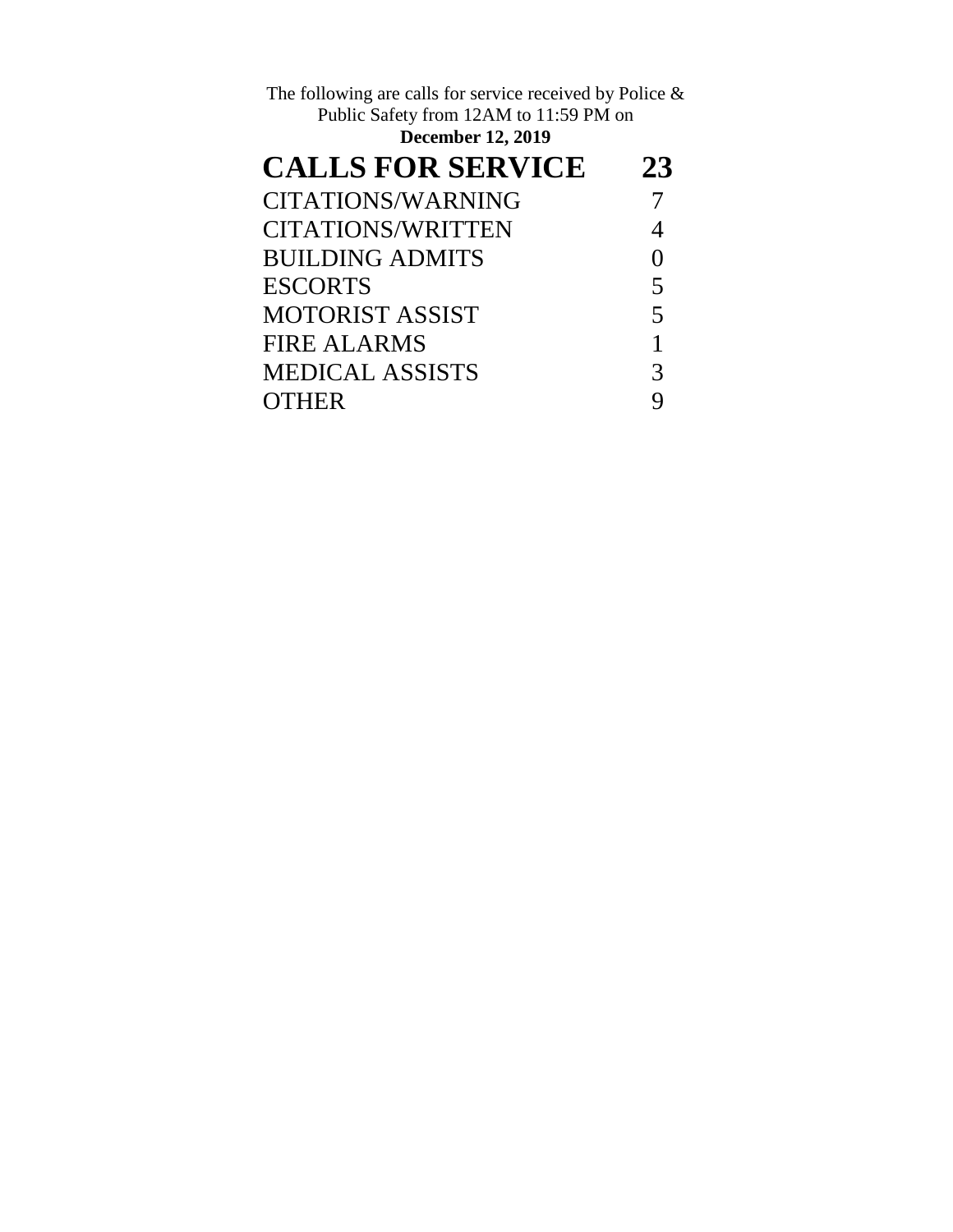The following are calls for service received by Police & Public Safety from 12AM to 11:59 PM on

**December 12, 2019**

| | |
|---|---|
| **CALLS FOR SERVICE** | **23** |
| CITATIONS/WARNING | 7 |
| CITATIONS/WRITTEN | 4 |
| BUILDING ADMITS | 0 |
| ESCORTS | 5 |
| MOTORIST ASSIST | 5 |
| FIRE ALARMS | 1 |
| MEDICAL ASSISTS | 3 |
| OTHER | 9 |